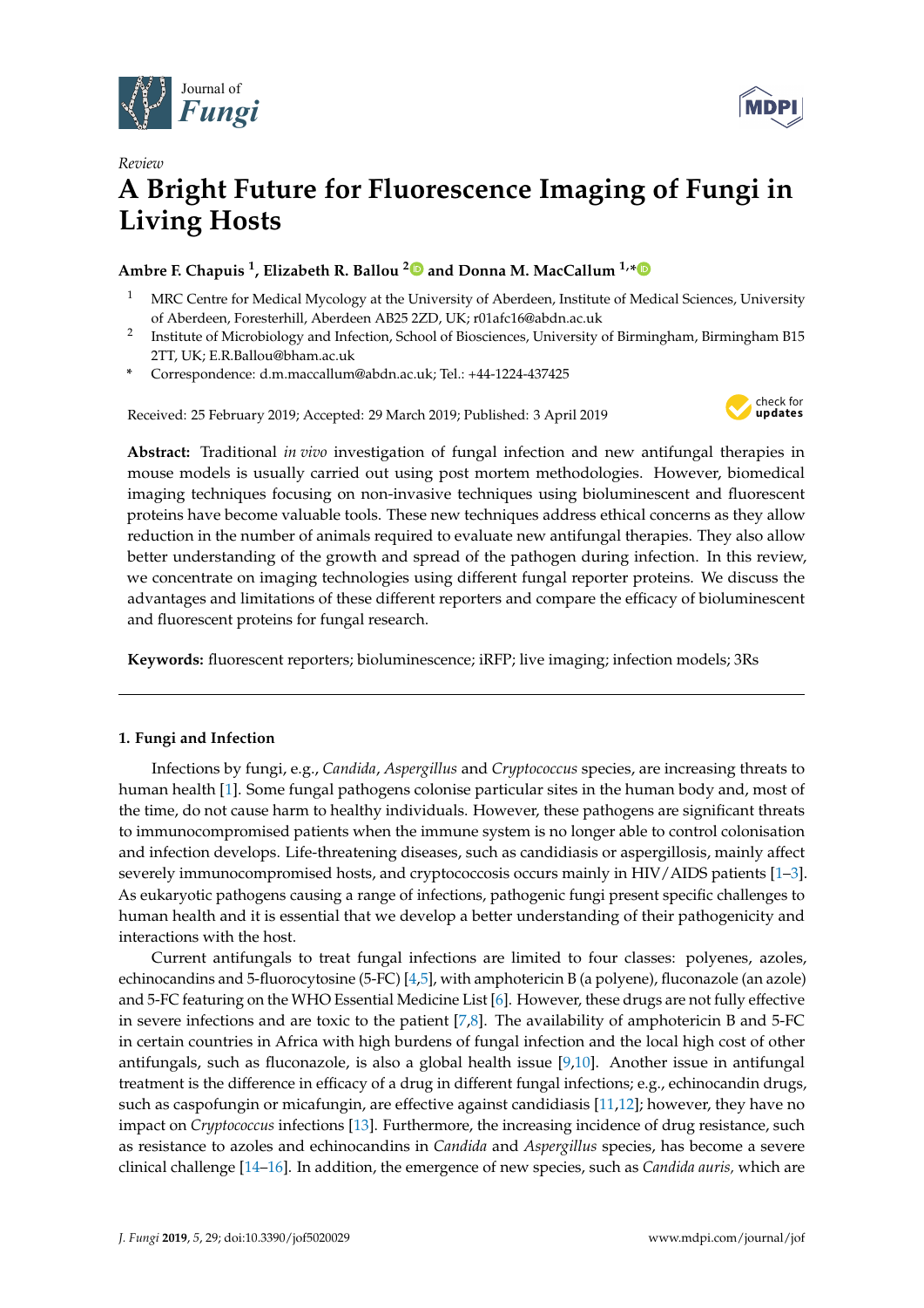Review

# A Bright Future for Fluorescence Imaging of Fungi in Living Hosts

**Ambre F. Chapuis [1], Elizabeth R. Ballou [2] and Donna M. MacCallum [1,*]**

[1] MRC Centre for Medical Mycology at the University of Aberdeen, Institute of Medical Sciences, University of Aberdeen, Foresterhill, Aberdeen AB25 2ZD, UK; r01afc16@abdn.ac.uk

[2] Institute of Microbiology and Infection, School of Biosciences, University of Birmingham, Birmingham B15 2TT, UK; E.R.Ballou@bham.ac.uk

\* Correspondence: d.m.maccallum@abdn.ac.uk; Tel.: +44-1224-437425

Received: 25 February 2019; Accepted: 29 March 2019; Published: 3 April 2019

**Abstract:** Traditional *in vivo* investigation of fungal infection and new antifungal therapies in mouse models is usually carried out using post mortem methodologies. However, biomedical imaging techniques focusing on non-invasive techniques using bioluminescent and fluorescent proteins have become valuable tools. These new techniques address ethical concerns as they allow reduction in the number of animals required to evaluate new antifungal therapies. They also allow better understanding of the growth and spread of the pathogen during infection. In this review, we concentrate on imaging technologies using different fungal reporter proteins. We discuss the advantages and limitations of these different reporters and compare the efficacy of bioluminescent and fluorescent proteins for fungal research.

**Keywords:** fluorescent reporters; bioluminescence; iRFP; live imaging; infection models; 3Rs

## 1. Fungi and Infection

Infections by fungi, e.g., *Candida*, *Aspergillus* and *Cryptococcus* species, are increasing threats to human health [1]. Some fungal pathogens colonise particular sites in the human body and, most of the time, do not cause harm to healthy individuals. However, these pathogens are significant threats to immunocompromised patients when the immune system is no longer able to control colonisation and infection develops. Life-threatening diseases, such as candidiasis or aspergillosis, mainly affect severely immunocompromised hosts, and cryptococcosis occurs mainly in HIV/AIDS patients [1–3]. As eukaryotic pathogens causing a range of infections, pathogenic fungi present specific challenges to human health and it is essential that we develop a better understanding of their pathogenicity and interactions with the host.

Current antifungals to treat fungal infections are limited to four classes: polyenes, azoles, echinocandins and 5-fluorocytosine (5-FC) [4,5], with amphotericin B (a polyene), fluconazole (an azole) and 5-FC featuring on the WHO Essential Medicine List [6]. However, these drugs are not fully effective in severe infections and are toxic to the patient [7,8]. The availability of amphotericin B and 5-FC in certain countries in Africa with high burdens of fungal infection and the local high cost of other antifungals, such as fluconazole, is also a global health issue [9,10]. Another issue in antifungal treatment is the difference in efficacy of a drug in different fungal infections; e.g., echinocandin drugs, such as caspofungin or micafungin, are effective against candidiasis [11,12]; however, they have no impact on *Cryptococcus* infections [13]. Furthermore, the increasing incidence of drug resistance, such as resistance to azoles and echinocandins in *Candida* and *Aspergillus* species, has become a severe clinical challenge [14–16]. In addition, the emergence of new species, such as *Candida auris,* which are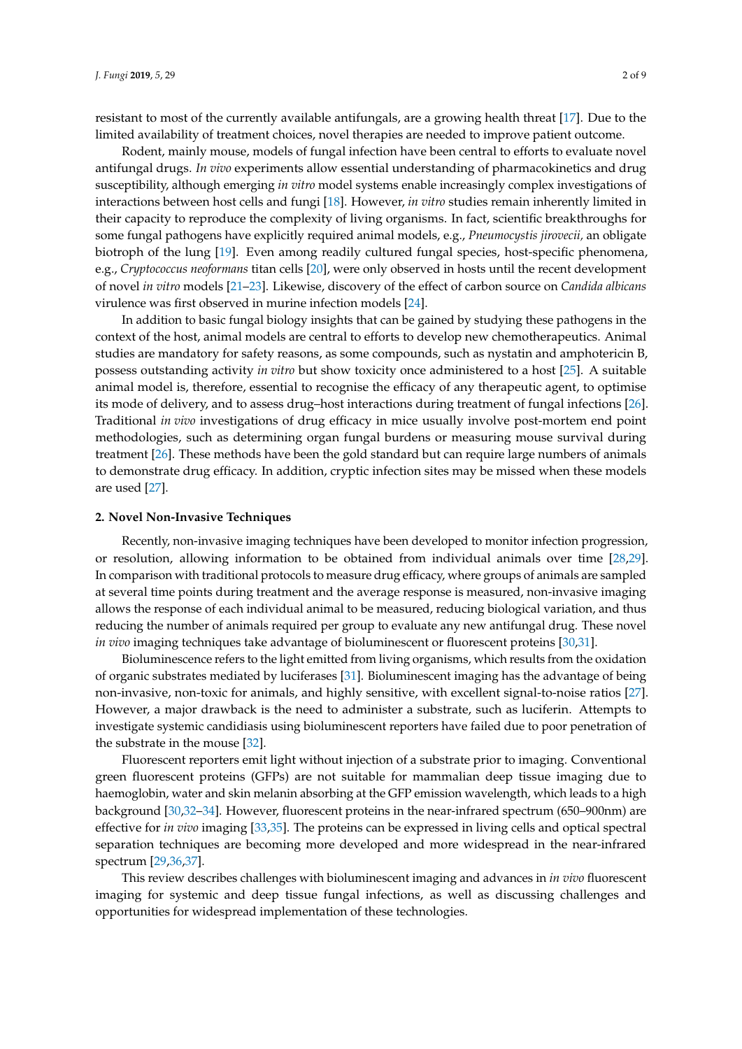resistant to most of the currently available antifungals, are a growing health threat [17]. Due to the limited availability of treatment choices, novel therapies are needed to improve patient outcome.

Rodent, mainly mouse, models of fungal infection have been central to efforts to evaluate novel antifungal drugs. *In vivo* experiments allow essential understanding of pharmacokinetics and drug susceptibility, although emerging *in vitro* model systems enable increasingly complex investigations of interactions between host cells and fungi [18]. However, *in vitro* studies remain inherently limited in their capacity to reproduce the complexity of living organisms. In fact, scientific breakthroughs for some fungal pathogens have explicitly required animal models, e.g., *Pneumocystis jirovecii,* an obligate biotroph of the lung [19]. Even among readily cultured fungal species, host-specific phenomena, e.g., *Cryptococcus neoformans* titan cells [20], were only observed in hosts until the recent development of novel *in vitro* models [21–23]. Likewise, discovery of the effect of carbon source on *Candida albicans* virulence was first observed in murine infection models [24].

In addition to basic fungal biology insights that can be gained by studying these pathogens in the context of the host, animal models are central to efforts to develop new chemotherapeutics. Animal studies are mandatory for safety reasons, as some compounds, such as nystatin and amphotericin B, possess outstanding activity *in vitro* but show toxicity once administered to a host [25]. A suitable animal model is, therefore, essential to recognise the efficacy of any therapeutic agent, to optimise its mode of delivery, and to assess drug–host interactions during treatment of fungal infections [26]. Traditional *in vivo* investigations of drug efficacy in mice usually involve post-mortem end point methodologies, such as determining organ fungal burdens or measuring mouse survival during treatment [26]. These methods have been the gold standard but can require large numbers of animals to demonstrate drug efficacy. In addition, cryptic infection sites may be missed when these models are used [27].

## 2. Novel Non-Invasive Techniques

Recently, non-invasive imaging techniques have been developed to monitor infection progression, or resolution, allowing information to be obtained from individual animals over time [28,29]. In comparison with traditional protocols to measure drug efficacy, where groups of animals are sampled at several time points during treatment and the average response is measured, non-invasive imaging allows the response of each individual animal to be measured, reducing biological variation, and thus reducing the number of animals required per group to evaluate any new antifungal drug. These novel *in vivo* imaging techniques take advantage of bioluminescent or fluorescent proteins [30,31].

Bioluminescence refers to the light emitted from living organisms, which results from the oxidation of organic substrates mediated by luciferases [31]. Bioluminescent imaging has the advantage of being non-invasive, non-toxic for animals, and highly sensitive, with excellent signal-to-noise ratios [27]. However, a major drawback is the need to administer a substrate, such as luciferin. Attempts to investigate systemic candidiasis using bioluminescent reporters have failed due to poor penetration of the substrate in the mouse [32].

Fluorescent reporters emit light without injection of a substrate prior to imaging. Conventional green fluorescent proteins (GFPs) are not suitable for mammalian deep tissue imaging due to haemoglobin, water and skin melanin absorbing at the GFP emission wavelength, which leads to a high background [30,32–34]. However, fluorescent proteins in the near-infrared spectrum (650–900nm) are effective for *in vivo* imaging [33,35]. The proteins can be expressed in living cells and optical spectral separation techniques are becoming more developed and more widespread in the near-infrared spectrum [29,36,37].

This review describes challenges with bioluminescent imaging and advances in *in vivo* fluorescent imaging for systemic and deep tissue fungal infections, as well as discussing challenges and opportunities for widespread implementation of these technologies.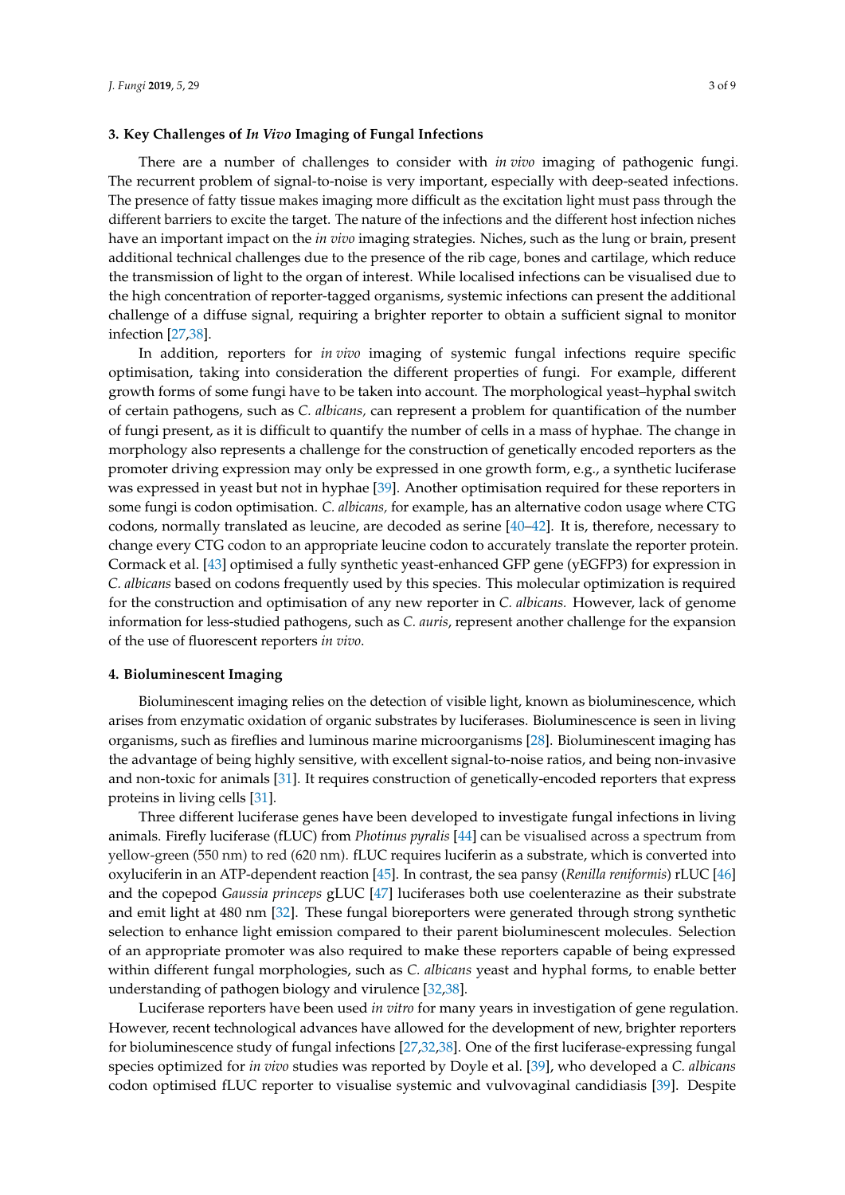## 3. Key Challenges of *In Vivo* Imaging of Fungal Infections

There are a number of challenges to consider with *in vivo* imaging of pathogenic fungi. The recurrent problem of signal-to-noise is very important, especially with deep-seated infections. The presence of fatty tissue makes imaging more difficult as the excitation light must pass through the different barriers to excite the target. The nature of the infections and the different host infection niches have an important impact on the *in vivo* imaging strategies. Niches, such as the lung or brain, present additional technical challenges due to the presence of the rib cage, bones and cartilage, which reduce the transmission of light to the organ of interest. While localised infections can be visualised due to the high concentration of reporter-tagged organisms, systemic infections can present the additional challenge of a diffuse signal, requiring a brighter reporter to obtain a sufficient signal to monitor infection [27,38].

In addition, reporters for *in vivo* imaging of systemic fungal infections require specific optimisation, taking into consideration the different properties of fungi. For example, different growth forms of some fungi have to be taken into account. The morphological yeast–hyphal switch of certain pathogens, such as *C. albicans,* can represent a problem for quantification of the number of fungi present, as it is difficult to quantify the number of cells in a mass of hyphae. The change in morphology also represents a challenge for the construction of genetically encoded reporters as the promoter driving expression may only be expressed in one growth form, e.g., a synthetic luciferase was expressed in yeast but not in hyphae [39]. Another optimisation required for these reporters in some fungi is codon optimisation. *C. albicans,* for example, has an alternative codon usage where CTG codons, normally translated as leucine, are decoded as serine [40–42]. It is, therefore, necessary to change every CTG codon to an appropriate leucine codon to accurately translate the reporter protein. Cormack et al. [43] optimised a fully synthetic yeast-enhanced GFP gene (yEGFP3) for expression in *C. albicans* based on codons frequently used by this species. This molecular optimization is required for the construction and optimisation of any new reporter in *C. albicans.* However, lack of genome information for less-studied pathogens, such as *C. auris*, represent another challenge for the expansion of the use of fluorescent reporters *in vivo.*

## 4. Bioluminescent Imaging

Bioluminescent imaging relies on the detection of visible light, known as bioluminescence, which arises from enzymatic oxidation of organic substrates by luciferases. Bioluminescence is seen in living organisms, such as fireflies and luminous marine microorganisms [28]. Bioluminescent imaging has the advantage of being highly sensitive, with excellent signal-to-noise ratios, and being non-invasive and non-toxic for animals [31]. It requires construction of genetically-encoded reporters that express proteins in living cells [31].

Three different luciferase genes have been developed to investigate fungal infections in living animals. Firefly luciferase (fLUC) from *Photinus pyralis* [44] can be visualised across a spectrum from yellow-green (550 nm) to red (620 nm). fLUC requires luciferin as a substrate, which is converted into oxyluciferin in an ATP-dependent reaction [45]. In contrast, the sea pansy (*Renilla reniformis*) rLUC [46] and the copepod *Gaussia princeps* gLUC [47] luciferases both use coelenterazine as their substrate and emit light at 480 nm [32]. These fungal bioreporters were generated through strong synthetic selection to enhance light emission compared to their parent bioluminescent molecules. Selection of an appropriate promoter was also required to make these reporters capable of being expressed within different fungal morphologies, such as *C. albicans* yeast and hyphal forms, to enable better understanding of pathogen biology and virulence [32,38].

Luciferase reporters have been used *in vitro* for many years in investigation of gene regulation. However, recent technological advances have allowed for the development of new, brighter reporters for bioluminescence study of fungal infections [27,32,38]. One of the first luciferase-expressing fungal species optimized for *in vivo* studies was reported by Doyle et al. [39], who developed a *C. albicans* codon optimised fLUC reporter to visualise systemic and vulvovaginal candidiasis [39]. Despite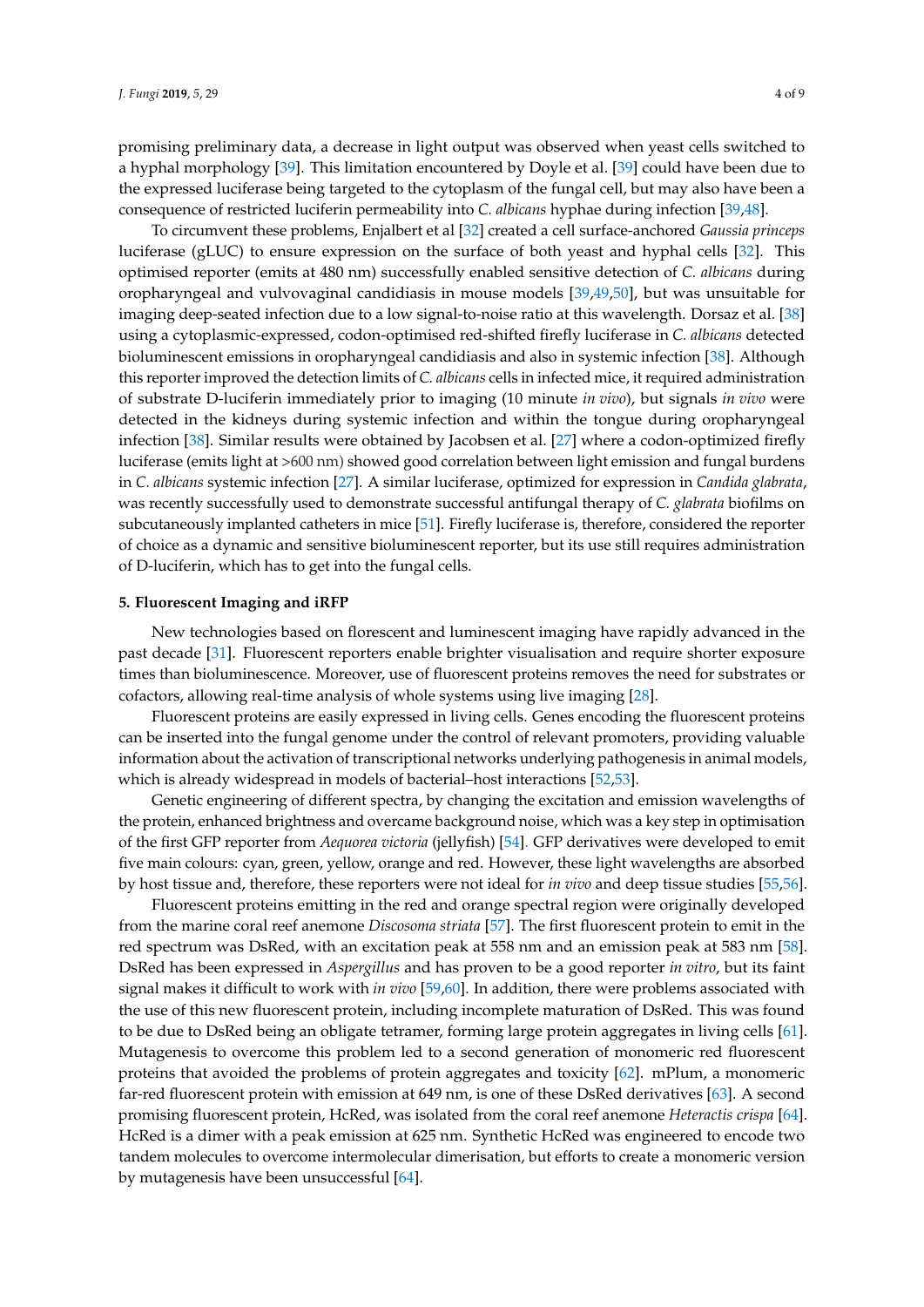promising preliminary data, a decrease in light output was observed when yeast cells switched to a hyphal morphology [39]. This limitation encountered by Doyle et al. [39] could have been due to the expressed luciferase being targeted to the cytoplasm of the fungal cell, but may also have been a consequence of restricted luciferin permeability into *C. albicans* hyphae during infection [39,48].

To circumvent these problems, Enjalbert et al [32] created a cell surface-anchored *Gaussia princeps* luciferase (gLUC) to ensure expression on the surface of both yeast and hyphal cells [32]. This optimised reporter (emits at 480 nm) successfully enabled sensitive detection of *C. albicans* during oropharyngeal and vulvovaginal candidiasis in mouse models [39,49,50], but was unsuitable for imaging deep-seated infection due to a low signal-to-noise ratio at this wavelength. Dorsaz et al. [38] using a cytoplasmic-expressed, codon-optimised red-shifted firefly luciferase in *C. albicans* detected bioluminescent emissions in oropharyngeal candidiasis and also in systemic infection [38]. Although this reporter improved the detection limits of *C. albicans* cells in infected mice, it required administration of substrate D-luciferin immediately prior to imaging (10 minute *in vivo*), but signals *in vivo* were detected in the kidneys during systemic infection and within the tongue during oropharyngeal infection [38]. Similar results were obtained by Jacobsen et al. [27] where a codon-optimized firefly luciferase (emits light at >600 nm) showed good correlation between light emission and fungal burdens in *C. albicans* systemic infection [27]. A similar luciferase, optimized for expression in *Candida glabrata*, was recently successfully used to demonstrate successful antifungal therapy of *C. glabrata* biofilms on subcutaneously implanted catheters in mice [51]. Firefly luciferase is, therefore, considered the reporter of choice as a dynamic and sensitive bioluminescent reporter, but its use still requires administration of D-luciferin, which has to get into the fungal cells.

## 5. Fluorescent Imaging and iRFP

New technologies based on florescent and luminescent imaging have rapidly advanced in the past decade [31]. Fluorescent reporters enable brighter visualisation and require shorter exposure times than bioluminescence. Moreover, use of fluorescent proteins removes the need for substrates or cofactors, allowing real-time analysis of whole systems using live imaging [28].

Fluorescent proteins are easily expressed in living cells. Genes encoding the fluorescent proteins can be inserted into the fungal genome under the control of relevant promoters, providing valuable information about the activation of transcriptional networks underlying pathogenesis in animal models, which is already widespread in models of bacterial–host interactions [52,53].

Genetic engineering of different spectra, by changing the excitation and emission wavelengths of the protein, enhanced brightness and overcame background noise, which was a key step in optimisation of the first GFP reporter from *Aequorea victoria* (jellyfish) [54]. GFP derivatives were developed to emit five main colours: cyan, green, yellow, orange and red. However, these light wavelengths are absorbed by host tissue and, therefore, these reporters were not ideal for *in vivo* and deep tissue studies [55,56].

Fluorescent proteins emitting in the red and orange spectral region were originally developed from the marine coral reef anemone *Discosoma striata* [57]. The first fluorescent protein to emit in the red spectrum was DsRed, with an excitation peak at 558 nm and an emission peak at 583 nm [58]. DsRed has been expressed in *Aspergillus* and has proven to be a good reporter *in vitro*, but its faint signal makes it difficult to work with *in vivo* [59,60]. In addition, there were problems associated with the use of this new fluorescent protein, including incomplete maturation of DsRed. This was found to be due to DsRed being an obligate tetramer, forming large protein aggregates in living cells [61]. Mutagenesis to overcome this problem led to a second generation of monomeric red fluorescent proteins that avoided the problems of protein aggregates and toxicity [62]. mPlum, a monomeric far-red fluorescent protein with emission at 649 nm, is one of these DsRed derivatives [63]. A second promising fluorescent protein, HcRed, was isolated from the coral reef anemone *Heteractis crispa* [64]. HcRed is a dimer with a peak emission at 625 nm. Synthetic HcRed was engineered to encode two tandem molecules to overcome intermolecular dimerisation, but efforts to create a monomeric version by mutagenesis have been unsuccessful [64].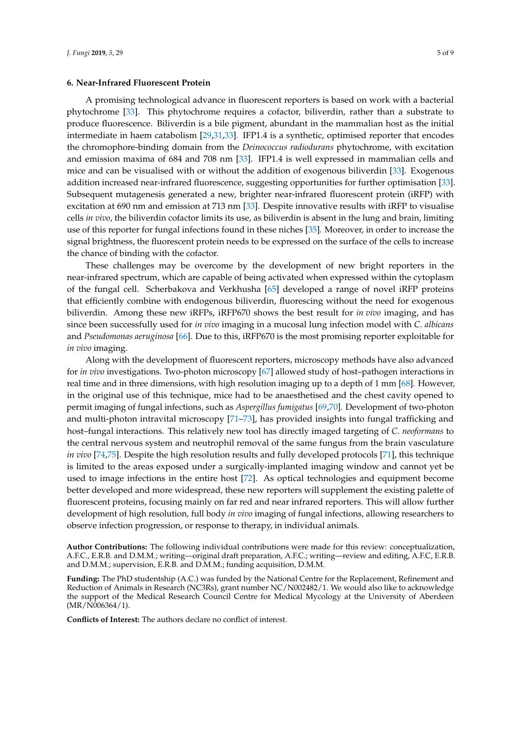## 6. Near-Infrared Fluorescent Protein

A promising technological advance in fluorescent reporters is based on work with a bacterial phytochrome [33]. This phytochrome requires a cofactor, biliverdin, rather than a substrate to produce fluorescence. Biliverdin is a bile pigment, abundant in the mammalian host as the initial intermediate in haem catabolism [29,31,33]. IFP1.4 is a synthetic, optimised reporter that encodes the chromophore-binding domain from the *Deinococcus radiodurans* phytochrome, with excitation and emission maxima of 684 and 708 nm [33]. IFP1.4 is well expressed in mammalian cells and mice and can be visualised with or without the addition of exogenous biliverdin [33]. Exogenous addition increased near-infrared fluorescence, suggesting opportunities for further optimisation [33]. Subsequent mutagenesis generated a new, brighter near-infrared fluorescent protein (iRFP) with excitation at 690 nm and emission at 713 nm [33]. Despite innovative results with iRFP to visualise cells *in vivo*, the biliverdin cofactor limits its use, as biliverdin is absent in the lung and brain, limiting use of this reporter for fungal infections found in these niches [35]. Moreover, in order to increase the signal brightness, the fluorescent protein needs to be expressed on the surface of the cells to increase the chance of binding with the cofactor.

These challenges may be overcome by the development of new bright reporters in the near-infrared spectrum, which are capable of being activated when expressed within the cytoplasm of the fungal cell. Scherbakova and Verkhusha [65] developed a range of novel iRFP proteins that efficiently combine with endogenous biliverdin, fluorescing without the need for exogenous biliverdin. Among these new iRFPs, iRFP670 shows the best result for *in vivo* imaging, and has since been successfully used for *in vivo* imaging in a mucosal lung infection model with *C. albicans* and *Pseudomonas aeruginosa* [66]. Due to this, iRFP670 is the most promising reporter exploitable for *in vivo* imaging.

Along with the development of fluorescent reporters, microscopy methods have also advanced for *in vivo* investigations. Two-photon microscopy [67] allowed study of host–pathogen interactions in real time and in three dimensions, with high resolution imaging up to a depth of 1 mm [68]. However, in the original use of this technique, mice had to be anaesthetised and the chest cavity opened to permit imaging of fungal infections, such as *Aspergillus fumigatus* [69,70]. Development of two-photon and multi-photon intravital microscopy [71–73], has provided insights into fungal trafficking and host–fungal interactions. This relatively new tool has directly imaged targeting of *C. neoformans* to the central nervous system and neutrophil removal of the same fungus from the brain vasculature *in vivo* [74,75]. Despite the high resolution results and fully developed protocols [71], this technique is limited to the areas exposed under a surgically-implanted imaging window and cannot yet be used to image infections in the entire host [72]. As optical technologies and equipment become better developed and more widespread, these new reporters will supplement the existing palette of fluorescent proteins, focusing mainly on far red and near infrared reporters. This will allow further development of high resolution, full body *in vivo* imaging of fungal infections, allowing researchers to observe infection progression, or response to therapy, in individual animals.

**Author Contributions:** The following individual contributions were made for this review: conceptualization, A.F.C., E.R.B. and D.M.M.; writing—original draft preparation, A.F.C.; writing—review and editing, A.F.C, E.R.B. and D.M.M.; supervision, E.R.B. and D.M.M.; funding acquisition, D.M.M.

**Funding:** The PhD studentship (A.C.) was funded by the National Centre for the Replacement, Refinement and Reduction of Animals in Research (NC3Rs), grant number NC/N002482/1. We would also like to acknowledge the support of the Medical Research Council Centre for Medical Mycology at the University of Aberdeen (MR/N006364/1).

**Conflicts of Interest:** The authors declare no conflict of interest.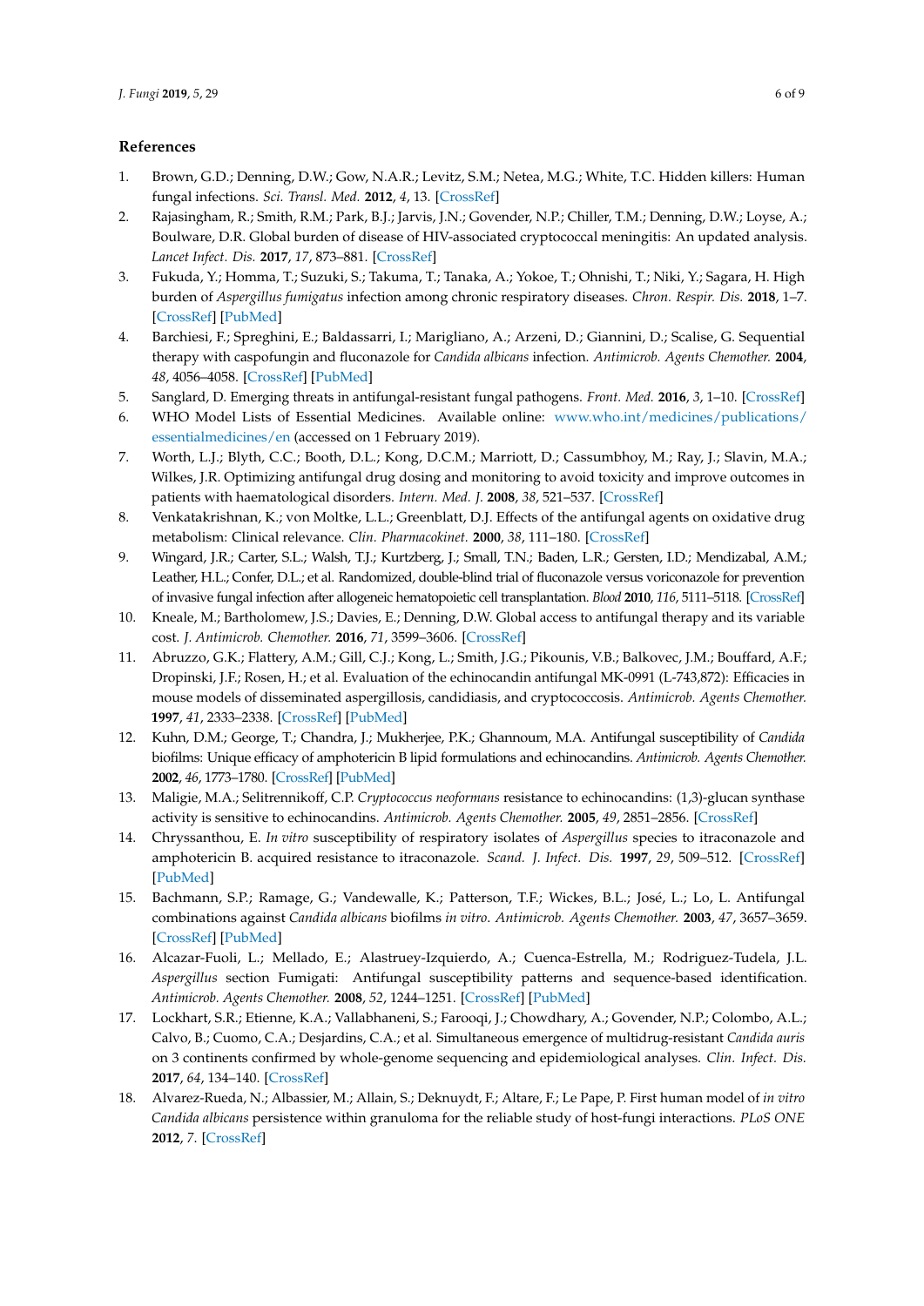## References

1. Brown, G.D.; Denning, D.W.; Gow, N.A.R.; Levitz, S.M.; Netea, M.G.; White, T.C. Hidden killers: Human fungal infections. *Sci. Transl. Med.* **2012**, *4*, 13. [CrossRef]
2. Rajasingham, R.; Smith, R.M.; Park, B.J.; Jarvis, J.N.; Govender, N.P.; Chiller, T.M.; Denning, D.W.; Loyse, A.; Boulware, D.R. Global burden of disease of HIV-associated cryptococcal meningitis: An updated analysis. *Lancet Infect. Dis.* **2017**, *17*, 873–881. [CrossRef]
3. Fukuda, Y.; Homma, T.; Suzuki, S.; Takuma, T.; Tanaka, A.; Yokoe, T.; Ohnishi, T.; Niki, Y.; Sagara, H. High burden of *Aspergillus fumigatus* infection among chronic respiratory diseases. *Chron. Respir. Dis.* **2018**, 1–7. [CrossRef] [PubMed]
4. Barchiesi, F.; Spreghini, E.; Baldassarri, I.; Marigliano, A.; Arzeni, D.; Giannini, D.; Scalise, G. Sequential therapy with caspofungin and fluconazole for *Candida albicans* infection. *Antimicrob. Agents Chemother.* **2004**, *48*, 4056–4058. [CrossRef] [PubMed]
5. Sanglard, D. Emerging threats in antifungal-resistant fungal pathogens. *Front. Med.* **2016**, *3*, 1–10. [CrossRef]
6. WHO Model Lists of Essential Medicines. Available online: www.who.int/medicines/publications/essentialmedicines/en (accessed on 1 February 2019).
7. Worth, L.J.; Blyth, C.C.; Booth, D.L.; Kong, D.C.M.; Marriott, D.; Cassumbhoy, M.; Ray, J.; Slavin, M.A.; Wilkes, J.R. Optimizing antifungal drug dosing and monitoring to avoid toxicity and improve outcomes in patients with haematological disorders. *Intern. Med. J.* **2008**, *38*, 521–537. [CrossRef]
8. Venkatakrishnan, K.; von Moltke, L.L.; Greenblatt, D.J. Effects of the antifungal agents on oxidative drug metabolism: Clinical relevance. *Clin. Pharmacokinet.* **2000**, *38*, 111–180. [CrossRef]
9. Wingard, J.R.; Carter, S.L.; Walsh, T.J.; Kurtzberg, J.; Small, T.N.; Baden, L.R.; Gersten, I.D.; Mendizabal, A.M.; Leather, H.L.; Confer, D.L.; et al. Randomized, double-blind trial of fluconazole versus voriconazole for prevention of invasive fungal infection after allogeneic hematopoietic cell transplantation. *Blood* **2010**, *116*, 5111–5118. [CrossRef]
10. Kneale, M.; Bartholomew, J.S.; Davies, E.; Denning, D.W. Global access to antifungal therapy and its variable cost. *J. Antimicrob. Chemother.* **2016**, *71*, 3599–3606. [CrossRef]
11. Abruzzo, G.K.; Flattery, A.M.; Gill, C.J.; Kong, L.; Smith, J.G.; Pikounis, V.B.; Balkovec, J.M.; Bouffard, A.F.; Dropinski, J.F.; Rosen, H.; et al. Evaluation of the echinocandin antifungal MK-0991 (L-743,872): Efficacies in mouse models of disseminated aspergillosis, candidiasis, and cryptococcosis. *Antimicrob. Agents Chemother.* **1997**, *41*, 2333–2338. [CrossRef] [PubMed]
12. Kuhn, D.M.; George, T.; Chandra, J.; Mukherjee, P.K.; Ghannoum, M.A. Antifungal susceptibility of *Candida* biofilms: Unique efficacy of amphotericin B lipid formulations and echinocandins. *Antimicrob. Agents Chemother.* **2002**, *46*, 1773–1780. [CrossRef] [PubMed]
13. Maligie, M.A.; Selitrennikoff, C.P. *Cryptococcus neoformans* resistance to echinocandins: (1,3)-glucan synthase activity is sensitive to echinocandins. *Antimicrob. Agents Chemother.* **2005**, *49*, 2851–2856. [CrossRef]
14. Chryssanthou, E. *In vitro* susceptibility of respiratory isolates of *Aspergillus* species to itraconazole and amphotericin B. acquired resistance to itraconazole. *Scand. J. Infect. Dis.* **1997**, *29*, 509–512. [CrossRef] [PubMed]
15. Bachmann, S.P.; Ramage, G.; Vandewalle, K.; Patterson, T.F.; Wickes, B.L.; José, L.; Lo, L. Antifungal combinations against *Candida albicans* biofilms *in vitro*. *Antimicrob. Agents Chemother.* **2003**, *47*, 3657–3659. [CrossRef] [PubMed]
16. Alcazar-Fuoli, L.; Mellado, E.; Alastruey-Izquierdo, A.; Cuenca-Estrella, M.; Rodriguez-Tudela, J.L. *Aspergillus* section Fumigati: Antifungal susceptibility patterns and sequence-based identification. *Antimicrob. Agents Chemother.* **2008**, *52*, 1244–1251. [CrossRef] [PubMed]
17. Lockhart, S.R.; Etienne, K.A.; Vallabhaneni, S.; Farooqi, J.; Chowdhary, A.; Govender, N.P.; Colombo, A.L.; Calvo, B.; Cuomo, C.A.; Desjardins, C.A.; et al. Simultaneous emergence of multidrug-resistant *Candida auris* on 3 continents confirmed by whole-genome sequencing and epidemiological analyses. *Clin. Infect. Dis.* **2017**, *64*, 134–140. [CrossRef]
18. Alvarez-Rueda, N.; Albassier, M.; Allain, S.; Deknuydt, F.; Altare, F.; Le Pape, P. First human model of *in vitro Candida albicans* persistence within granuloma for the reliable study of host-fungi interactions. *PLoS ONE* **2012**, *7*. [CrossRef]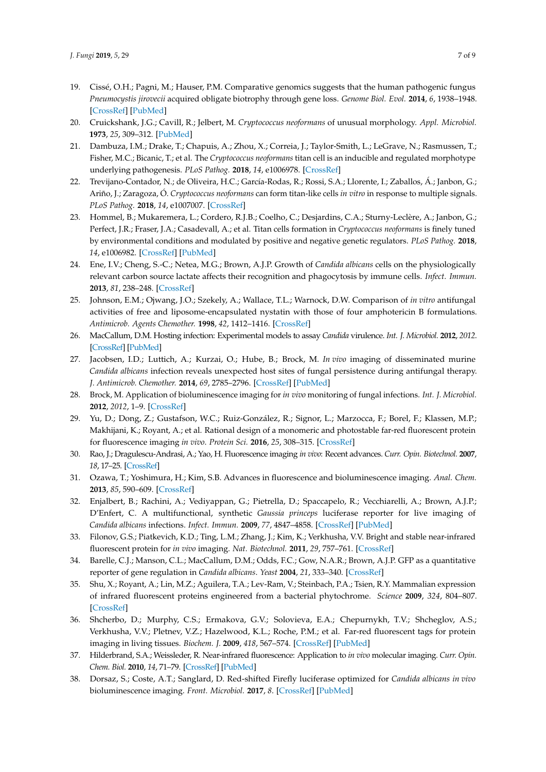19. Cissé, O.H.; Pagni, M.; Hauser, P.M. Comparative genomics suggests that the human pathogenic fungus *Pneumocystis jirovecii* acquired obligate biotrophy through gene loss. *Genome Biol. Evol.* **2014**, *6*, 1938–1948. [CrossRef] [PubMed]
20. Cruickshank, J.G.; Cavill, R.; Jelbert, M. *Cryptococcus neoformans* of unusual morphology. *Appl. Microbiol.* **1973**, *25*, 309–312. [PubMed]
21. Dambuza, I.M.; Drake, T.; Chapuis, A.; Zhou, X.; Correia, J.; Taylor-Smith, L.; LeGrave, N.; Rasmussen, T.; Fisher, M.C.; Bicanic, T.; et al. The *Cryptococcus neoformans* titan cell is an inducible and regulated morphotype underlying pathogenesis. *PLoS Pathog.* **2018**, *14*, e1006978. [CrossRef]
22. Trevijano-Contador, N.; de Oliveira, H.C.; García-Rodas, R.; Rossi, S.A.; Llorente, I.; Zaballos, Á.; Janbon, G.; Ariño, J.; Zaragoza, Ó. *Cryptococcus neoformans* can form titan-like cells *in vitro* in response to multiple signals. *PLoS Pathog.* **2018**, *14*, e1007007. [CrossRef]
23. Hommel, B.; Mukaremera, L.; Cordero, R.J.B.; Coelho, C.; Desjardins, C.A.; Sturny-Leclère, A.; Janbon, G.; Perfect, J.R.; Fraser, J.A.; Casadevall, A.; et al. Titan cells formation in *Cryptococcus neoformans* is finely tuned by environmental conditions and modulated by positive and negative genetic regulators. *PLoS Pathog.* **2018**, *14*, e1006982. [CrossRef] [PubMed]
24. Ene, I.V.; Cheng, S.-C.; Netea, M.G.; Brown, A.J.P. Growth of *Candida albicans* cells on the physiologically relevant carbon source lactate affects their recognition and phagocytosis by immune cells. *Infect. Immun.* **2013**, *81*, 238–248. [CrossRef]
25. Johnson, E.M.; Ojwang, J.O.; Szekely, A.; Wallace, T.L.; Warnock, D.W. Comparison of *in vitro* antifungal activities of free and liposome-encapsulated nystatin with those of four amphotericin B formulations. *Antimicrob. Agents Chemother.* **1998**, *42*, 1412–1416. [CrossRef]
26. MacCallum, D.M. Hosting infection: Experimental models to assay *Candida* virulence. *Int. J. Microbiol.* **2012**, *2012*. [CrossRef] [PubMed]
27. Jacobsen, I.D.; Luttich, A.; Kurzai, O.; Hube, B.; Brock, M. *In vivo* imaging of disseminated murine *Candida albicans* infection reveals unexpected host sites of fungal persistence during antifungal therapy. *J. Antimicrob. Chemother.* **2014**, *69*, 2785–2796. [CrossRef] [PubMed]
28. Brock, M. Application of bioluminescence imaging for *in vivo* monitoring of fungal infections. *Int. J. Microbiol.* **2012**, *2012*, 1–9. [CrossRef]
29. Yu, D.; Dong, Z.; Gustafson, W.C.; Ruiz-González, R.; Signor, L.; Marzocca, F.; Borel, F.; Klassen, M.P.; Makhijani, K.; Royant, A.; et al. Rational design of a monomeric and photostable far-red fluorescent protein for fluorescence imaging *in vivo*. *Protein Sci.* **2016**, *25*, 308–315. [CrossRef]
30. Rao, J.; Dragulescu-Andrasi, A.; Yao, H. Fluorescence imaging *in vivo*: Recent advances. *Curr. Opin. Biotechnol.* **2007**, *18*, 17–25. [CrossRef]
31. Ozawa, T.; Yoshimura, H.; Kim, S.B. Advances in fluorescence and bioluminescence imaging. *Anal. Chem.* **2013**, *85*, 590–609. [CrossRef]
32. Enjalbert, B.; Rachini, A.; Vediyappan, G.; Pietrella, D.; Spaccapelo, R.; Vecchiarelli, A.; Brown, A.J.P.; D'Enfert, C. A multifunctional, synthetic *Gaussia princeps* luciferase reporter for live imaging of *Candida albicans* infections. *Infect. Immun.* **2009**, *77*, 4847–4858. [CrossRef] [PubMed]
33. Filonov, G.S.; Piatkevich, K.D.; Ting, L.M.; Zhang, J.; Kim, K.; Verkhusha, V.V. Bright and stable near-infrared fluorescent protein for *in vivo* imaging. *Nat. Biotechnol.* **2011**, *29*, 757–761. [CrossRef]
34. Barelle, C.J.; Manson, C.L.; MacCallum, D.M.; Odds, F.C.; Gow, N.A.R.; Brown, A.J.P. GFP as a quantitative reporter of gene regulation in *Candida albicans*. *Yeast* **2004**, *21*, 333–340. [CrossRef]
35. Shu, X.; Royant, A.; Lin, M.Z.; Aguilera, T.A.; Lev-Ram, V.; Steinbach, P.A.; Tsien, R.Y. Mammalian expression of infrared fluorescent proteins engineered from a bacterial phytochrome. *Science* **2009**, *324*, 804–807. [CrossRef]
36. Shcherbo, D.; Murphy, C.S.; Ermakova, G.V.; Solovieva, E.A.; Chepurnykh, T.V.; Shcheglov, A.S.; Verkhusha, V.V.; Pletnev, V.Z.; Hazelwood, K.L.; Roche, P.M.; et al. Far-red fluorescent tags for protein imaging in living tissues. *Biochem. J.* **2009**, *418*, 567–574. [CrossRef] [PubMed]
37. Hilderbrand, S.A.; Weissleder, R. Near-infrared fluorescence: Application to *in vivo* molecular imaging. *Curr. Opin. Chem. Biol.* **2010**, *14*, 71–79. [CrossRef] [PubMed]
38. Dorsaz, S.; Coste, A.T.; Sanglard, D. Red-shifted Firefly luciferase optimized for *Candida albicans in vivo* bioluminescence imaging. *Front. Microbiol.* **2017**, *8*. [CrossRef] [PubMed]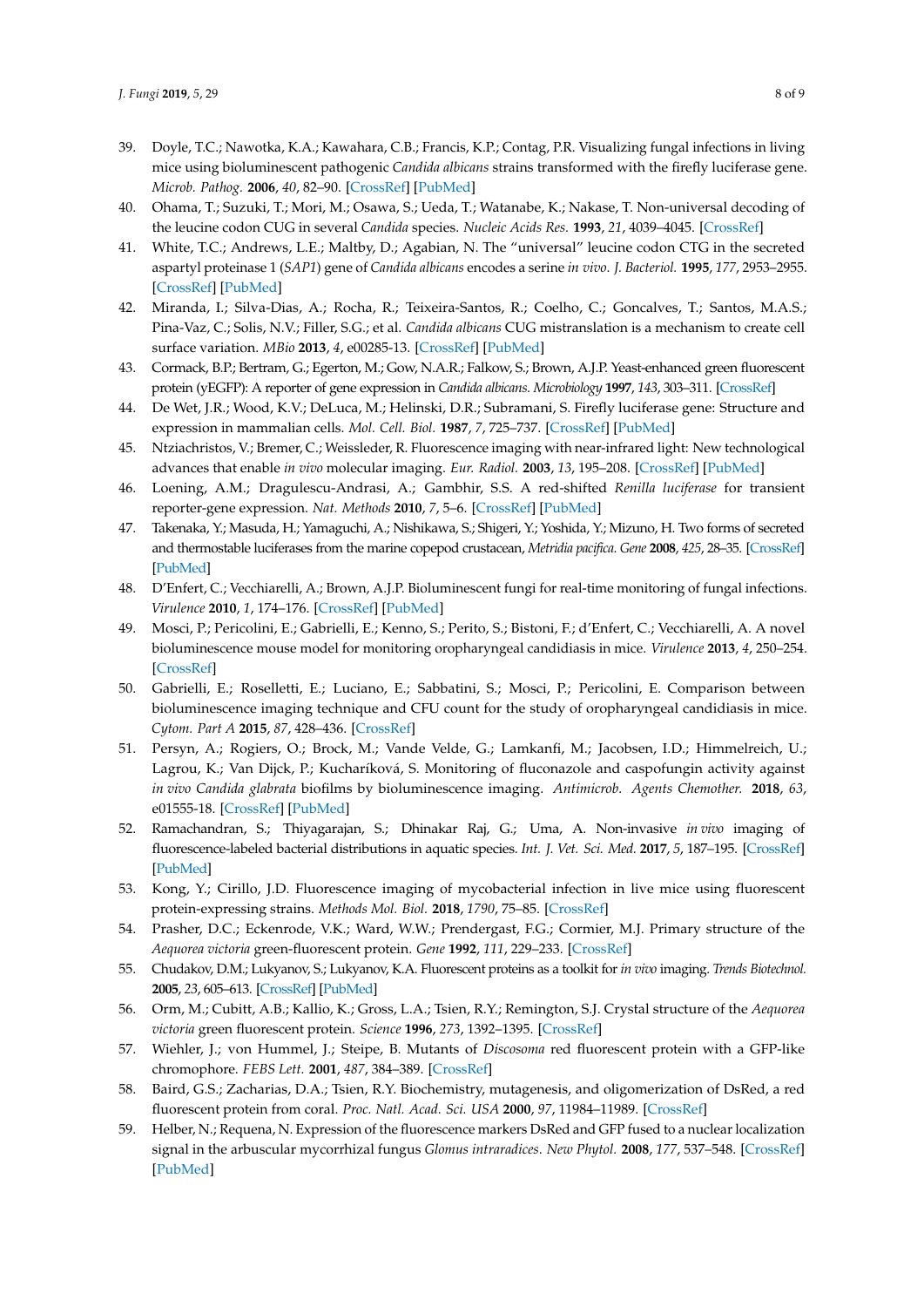39. Doyle, T.C.; Nawotka, K.A.; Kawahara, C.B.; Francis, K.P.; Contag, P.R. Visualizing fungal infections in living mice using bioluminescent pathogenic *Candida albicans* strains transformed with the firefly luciferase gene. *Microb. Pathog.* **2006**, *40*, 82–90. [CrossRef] [PubMed]
40. Ohama, T.; Suzuki, T.; Mori, M.; Osawa, S.; Ueda, T.; Watanabe, K.; Nakase, T. Non-universal decoding of the leucine codon CUG in several *Candida* species. *Nucleic Acids Res.* **1993**, *21*, 4039–4045. [CrossRef]
41. White, T.C.; Andrews, L.E.; Maltby, D.; Agabian, N. The "universal" leucine codon CTG in the secreted aspartyl proteinase 1 (*SAP1*) gene of *Candida albicans* encodes a serine *in vivo*. *J. Bacteriol.* **1995**, *177*, 2953–2955. [CrossRef] [PubMed]
42. Miranda, I.; Silva-Dias, A.; Rocha, R.; Teixeira-Santos, R.; Coelho, C.; Goncalves, T.; Santos, M.A.S.; Pina-Vaz, C.; Solis, N.V.; Filler, S.G.; et al. *Candida albicans* CUG mistranslation is a mechanism to create cell surface variation. *MBio* **2013**, *4*, e00285-13. [CrossRef] [PubMed]
43. Cormack, B.P.; Bertram, G.; Egerton, M.; Gow, N.A.R.; Falkow, S.; Brown, A.J.P. Yeast-enhanced green fluorescent protein (yEGFP): A reporter of gene expression in *Candida albicans*. *Microbiology* **1997**, *143*, 303–311. [CrossRef]
44. De Wet, J.R.; Wood, K.V.; DeLuca, M.; Helinski, D.R.; Subramani, S. Firefly luciferase gene: Structure and expression in mammalian cells. *Mol. Cell. Biol.* **1987**, *7*, 725–737. [CrossRef] [PubMed]
45. Ntziachristos, V.; Bremer, C.; Weissleder, R. Fluorescence imaging with near-infrared light: New technological advances that enable *in vivo* molecular imaging. *Eur. Radiol.* **2003**, *13*, 195–208. [CrossRef] [PubMed]
46. Loening, A.M.; Dragulescu-Andrasi, A.; Gambhir, S.S. A red-shifted *Renilla luciferase* for transient reporter-gene expression. *Nat. Methods* **2010**, *7*, 5–6. [CrossRef] [PubMed]
47. Takenaka, Y.; Masuda, H.; Yamaguchi, A.; Nishikawa, S.; Shigeri, Y.; Yoshida, Y.; Mizuno, H. Two forms of secreted and thermostable luciferases from the marine copepod crustacean, *Metridia pacifica*. *Gene* **2008**, *425*, 28–35. [CrossRef] [PubMed]
48. D'Enfert, C.; Vecchiarelli, A.; Brown, A.J.P. Bioluminescent fungi for real-time monitoring of fungal infections. *Virulence* **2010**, *1*, 174–176. [CrossRef] [PubMed]
49. Mosci, P.; Pericolini, E.; Gabrielli, E.; Kenno, S.; Perito, S.; Bistoni, F.; d'Enfert, C.; Vecchiarelli, A. A novel bioluminescence mouse model for monitoring oropharyngeal candidiasis in mice. *Virulence* **2013**, *4*, 250–254. [CrossRef]
50. Gabrielli, E.; Roselletti, E.; Luciano, E.; Sabbatini, S.; Mosci, P.; Pericolini, E. Comparison between bioluminescence imaging technique and CFU count for the study of oropharyngeal candidiasis in mice. *Cytom. Part A* **2015**, *87*, 428–436. [CrossRef]
51. Persyn, A.; Rogiers, O.; Brock, M.; Vande Velde, G.; Lamkanfi, M.; Jacobsen, I.D.; Himmelreich, U.; Lagrou, K.; Van Dijck, P.; Kucharíková, S. Monitoring of fluconazole and caspofungin activity against *in vivo Candida glabrata* biofilms by bioluminescence imaging. *Antimicrob. Agents Chemother.* **2018**, *63*, e01555-18. [CrossRef] [PubMed]
52. Ramachandran, S.; Thiyagarajan, S.; Dhinakar Raj, G.; Uma, A. Non-invasive *in vivo* imaging of fluorescence-labeled bacterial distributions in aquatic species. *Int. J. Vet. Sci. Med.* **2017**, *5*, 187–195. [CrossRef] [PubMed]
53. Kong, Y.; Cirillo, J.D. Fluorescence imaging of mycobacterial infection in live mice using fluorescent protein-expressing strains. *Methods Mol. Biol.* **2018**, *1790*, 75–85. [CrossRef]
54. Prasher, D.C.; Eckenrode, V.K.; Ward, W.W.; Prendergast, F.G.; Cormier, M.J. Primary structure of the *Aequorea victoria* green-fluorescent protein. *Gene* **1992**, *111*, 229–233. [CrossRef]
55. Chudakov, D.M.; Lukyanov, S.; Lukyanov, K.A. Fluorescent proteins as a toolkit for *in vivo* imaging. *Trends Biotechnol.* **2005**, *23*, 605–613. [CrossRef] [PubMed]
56. Orm, M.; Cubitt, A.B.; Kallio, K.; Gross, L.A.; Tsien, R.Y.; Remington, S.J. Crystal structure of the *Aequorea victoria* green fluorescent protein. *Science* **1996**, *273*, 1392–1395. [CrossRef]
57. Wiehler, J.; von Hummel, J.; Steipe, B. Mutants of *Discosoma* red fluorescent protein with a GFP-like chromophore. *FEBS Lett.* **2001**, *487*, 384–389. [CrossRef]
58. Baird, G.S.; Zacharias, D.A.; Tsien, R.Y. Biochemistry, mutagenesis, and oligomerization of DsRed, a red fluorescent protein from coral. *Proc. Natl. Acad. Sci. USA* **2000**, *97*, 11984–11989. [CrossRef]
59. Helber, N.; Requena, N. Expression of the fluorescence markers DsRed and GFP fused to a nuclear localization signal in the arbuscular mycorrhizal fungus *Glomus intraradices*. *New Phytol.* **2008**, *177*, 537–548. [CrossRef] [PubMed]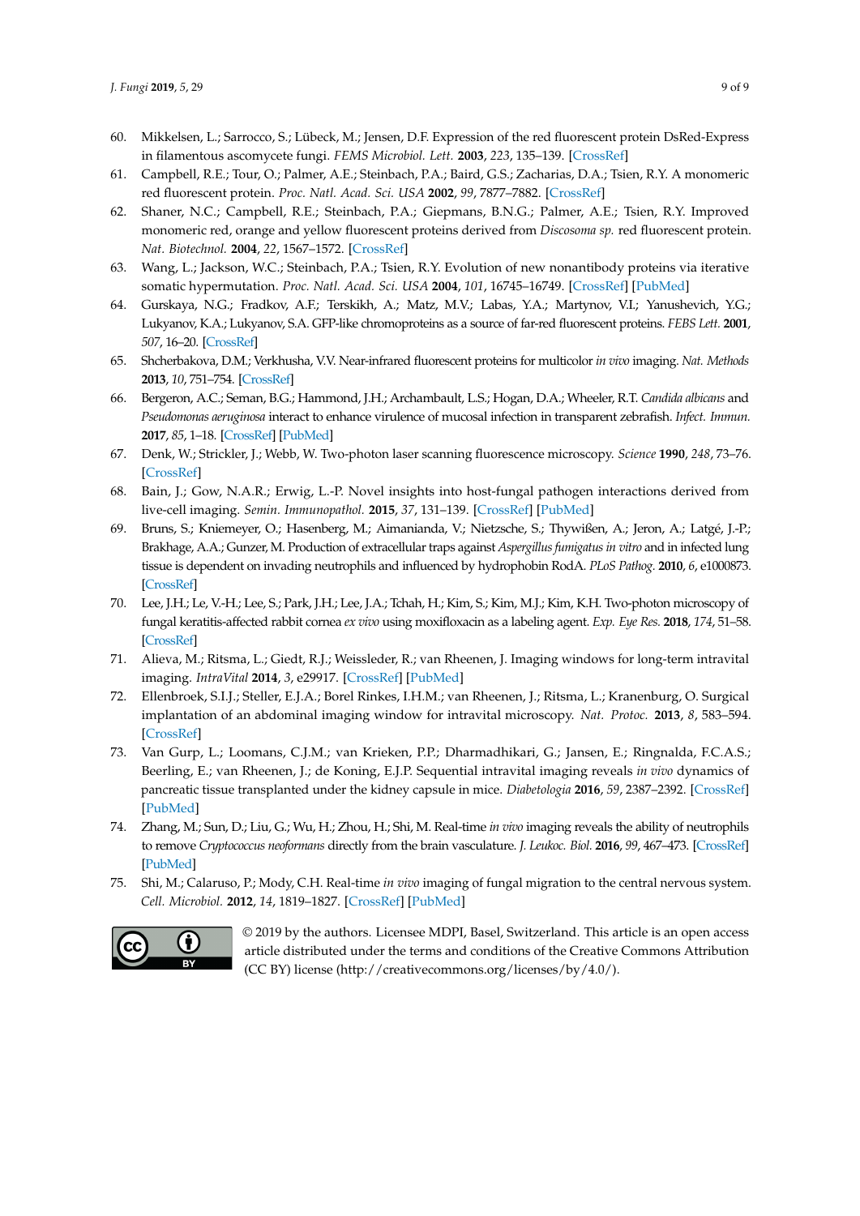60. Mikkelsen, L.; Sarrocco, S.; Lübeck, M.; Jensen, D.F. Expression of the red fluorescent protein DsRed-Express in filamentous ascomycete fungi. *FEMS Microbiol. Lett.* **2003**, *223*, 135–139. [CrossRef]
61. Campbell, R.E.; Tour, O.; Palmer, A.E.; Steinbach, P.A.; Baird, G.S.; Zacharias, D.A.; Tsien, R.Y. A monomeric red fluorescent protein. *Proc. Natl. Acad. Sci. USA* **2002**, *99*, 7877–7882. [CrossRef]
62. Shaner, N.C.; Campbell, R.E.; Steinbach, P.A.; Giepmans, B.N.G.; Palmer, A.E.; Tsien, R.Y. Improved monomeric red, orange and yellow fluorescent proteins derived from *Discosoma sp.* red fluorescent protein. *Nat. Biotechnol.* **2004**, *22*, 1567–1572. [CrossRef]
63. Wang, L.; Jackson, W.C.; Steinbach, P.A.; Tsien, R.Y. Evolution of new nonantibody proteins via iterative somatic hypermutation. *Proc. Natl. Acad. Sci. USA* **2004**, *101*, 16745–16749. [CrossRef] [PubMed]
64. Gurskaya, N.G.; Fradkov, A.F.; Terskikh, A.; Matz, M.V.; Labas, Y.A.; Martynov, V.I.; Yanushevich, Y.G.; Lukyanov, K.A.; Lukyanov, S.A. GFP-like chromoproteins as a source of far-red fluorescent proteins. *FEBS Lett.* **2001**, *507*, 16–20. [CrossRef]
65. Shcherbakova, D.M.; Verkhusha, V.V. Near-infrared fluorescent proteins for multicolor *in vivo* imaging. *Nat. Methods* **2013**, *10*, 751–754. [CrossRef]
66. Bergeron, A.C.; Seman, B.G.; Hammond, J.H.; Archambault, L.S.; Hogan, D.A.; Wheeler, R.T. *Candida albicans* and *Pseudomonas aeruginosa* interact to enhance virulence of mucosal infection in transparent zebrafish. *Infect. Immun.* **2017**, *85*, 1–18. [CrossRef] [PubMed]
67. Denk, W.; Strickler, J.; Webb, W. Two-photon laser scanning fluorescence microscopy. *Science* **1990**, *248*, 73–76. [CrossRef]
68. Bain, J.; Gow, N.A.R.; Erwig, L.-P. Novel insights into host-fungal pathogen interactions derived from live-cell imaging. *Semin. Immunopathol.* **2015**, *37*, 131–139. [CrossRef] [PubMed]
69. Bruns, S.; Kniemeyer, O.; Hasenberg, M.; Aimanianda, V.; Nietzsche, S.; Thywißen, A.; Jeron, A.; Latgé, J.-P.; Brakhage, A.A.; Gunzer, M. Production of extracellular traps against *Aspergillus fumigatus in vitro* and in infected lung tissue is dependent on invading neutrophils and influenced by hydrophobin RodA. *PLoS Pathog.* **2010**, *6*, e1000873. [CrossRef]
70. Lee, J.H.; Le, V.-H.; Lee, S.; Park, J.H.; Lee, J.A.; Tchah, H.; Kim, S.; Kim, M.J.; Kim, K.H. Two-photon microscopy of fungal keratitis-affected rabbit cornea *ex vivo* using moxifloxacin as a labeling agent. *Exp. Eye Res.* **2018**, *174*, 51–58. [CrossRef]
71. Alieva, M.; Ritsma, L.; Giedt, R.J.; Weissleder, R.; van Rheenen, J. Imaging windows for long-term intravital imaging. *IntraVital* **2014**, *3*, e29917. [CrossRef] [PubMed]
72. Ellenbroek, S.I.J.; Steller, E.J.A.; Borel Rinkes, I.H.M.; van Rheenen, J.; Ritsma, L.; Kranenburg, O. Surgical implantation of an abdominal imaging window for intravital microscopy. *Nat. Protoc.* **2013**, *8*, 583–594. [CrossRef]
73. Van Gurp, L.; Loomans, C.J.M.; van Krieken, P.P.; Dharmadhikari, G.; Jansen, E.; Ringnalda, F.C.A.S.; Beerling, E.; van Rheenen, J.; de Koning, E.J.P. Sequential intravital imaging reveals *in vivo* dynamics of pancreatic tissue transplanted under the kidney capsule in mice. *Diabetologia* **2016**, *59*, 2387–2392. [CrossRef] [PubMed]
74. Zhang, M.; Sun, D.; Liu, G.; Wu, H.; Zhou, H.; Shi, M. Real-time *in vivo* imaging reveals the ability of neutrophils to remove *Cryptococcus neoformans* directly from the brain vasculature. *J. Leukoc. Biol.* **2016**, *99*, 467–473. [CrossRef] [PubMed]
75. Shi, M.; Calaruso, P.; Mody, C.H. Real-time *in vivo* imaging of fungal migration to the central nervous system. *Cell. Microbiol.* **2012**, *14*, 1819–1827. [CrossRef] [PubMed]

© 2019 by the authors. Licensee MDPI, Basel, Switzerland. This article is an open access article distributed under the terms and conditions of the Creative Commons Attribution (CC BY) license (http://creativecommons.org/licenses/by/4.0/).